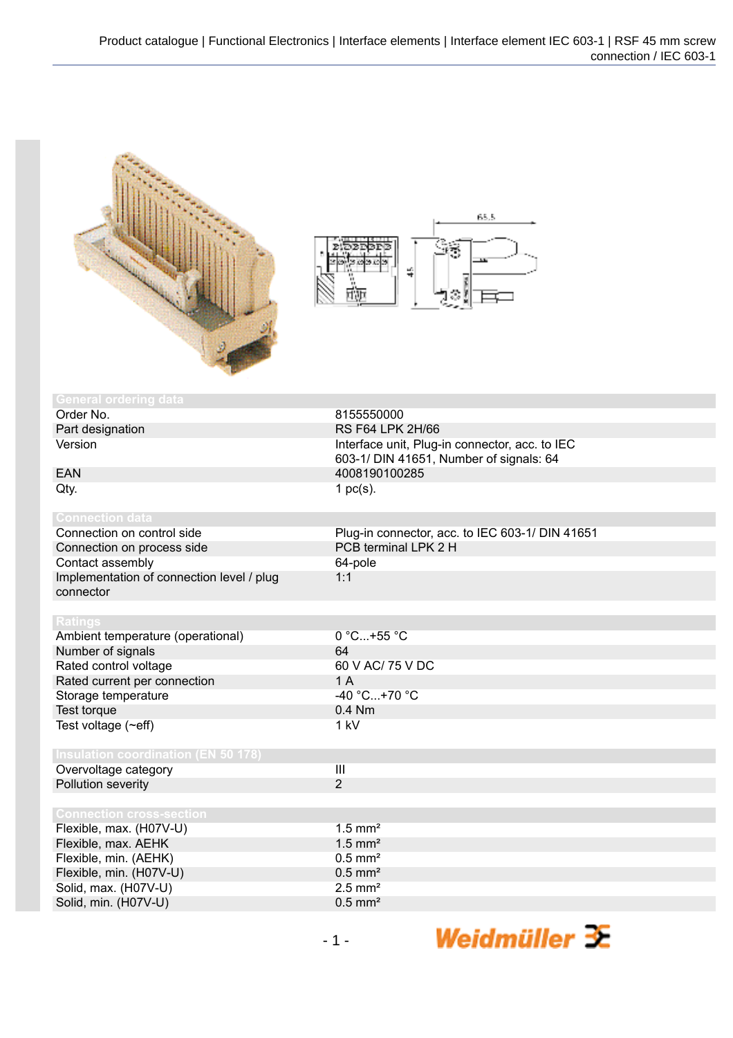Product catalogue | Functional Electronics | Interface elements | Interface element IEC 603-1 | RSF 45 mm screw connection / IEC 603-1

## General ordering data

| | |
|---|---|
| Order No. | 8155550000 |
| Part designation | RS F64 LPK 2H/66 |
| Version | Interface unit, Plug-in connector, acc. to IEC 603-1/ DIN 41651, Number of signals: 64 |
| EAN | 4008190100285 |
| Qty. | 1 pc(s). |

## Connection data

| | |
|---|---|
| Connection on control side | Plug-in connector, acc. to IEC 603-1/ DIN 41651 |
| Connection on process side | PCB terminal LPK 2 H |
| Contact assembly | 64-pole |
| Implementation of connection level / plug connector | 1:1 |

## Ratings

| | |
|---|---|
| Ambient temperature (operational) | 0 °C...+55 °C |
| Number of signals | 64 |
| Rated control voltage | 60 V AC/ 75 V DC |
| Rated current per connection | 1 A |
| Storage temperature | -40 °C...+70 °C |
| Test torque | 0.4 Nm |
| Test voltage (~eff) | 1 kV |

## Insulation coordination (EN 50 178)

| | |
|---|---|
| Overvoltage category | III |
| Pollution severity | 2 |

## Connection cross-section

| | |
|---|---|
| Flexible, max. (H07V-U) | 1.5 mm² |
| Flexible, max. AEHK | 1.5 mm² |
| Flexible, min. (AEHK) | 0.5 mm² |
| Flexible, min. (H07V-U) | 0.5 mm² |
| Solid, max. (H07V-U) | 2.5 mm² |
| Solid, min. (H07V-U) | 0.5 mm² |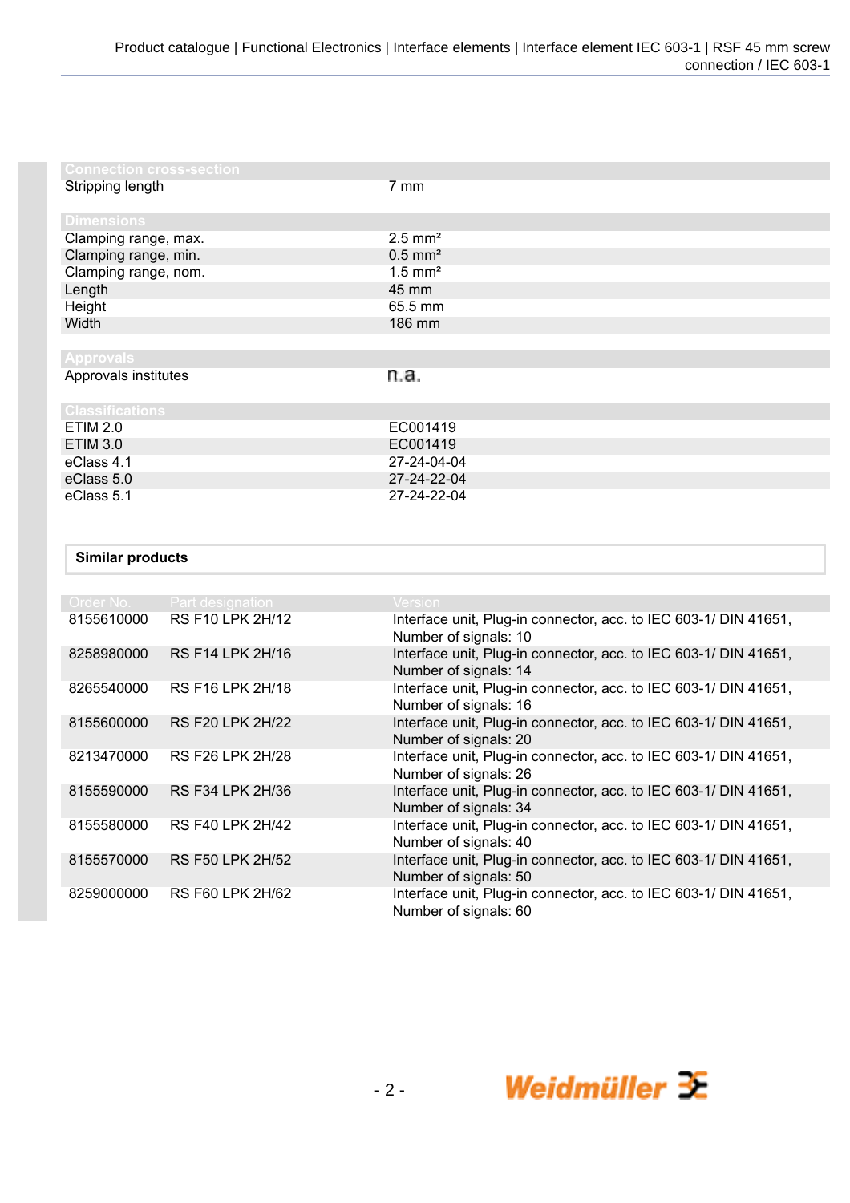| Connection cross-section | |
|---|---|
| Stripping length | 7 mm |

| Dimensions | |
|---|---|
| Clamping range, max. | 2.5 mm² |
| Clamping range, min. | 0.5 mm² |
| Clamping range, nom. | 1.5 mm² |
| Length | 45 mm |
| Height | 65.5 mm |
| Width | 186 mm |

| Approvals | |
|---|---|
| Approvals institutes | n.a. |

| Classifications | |
|---|---|
| ETIM 2.0 | EC001419 |
| ETIM 3.0 | EC001419 |
| eClass 4.1 | 27-24-04-04 |
| eClass 5.0 | 27-24-22-04 |
| eClass 5.1 | 27-24-22-04 |

## Similar products

| Order No. | Part designation | Version |
|---|---|---|
| 8155610000 | RS F10 LPK 2H/12 | Interface unit, Plug-in connector, acc. to IEC 603-1/ DIN 41651, Number of signals: 10 |
| 8258980000 | RS F14 LPK 2H/16 | Interface unit, Plug-in connector, acc. to IEC 603-1/ DIN 41651, Number of signals: 14 |
| 8265540000 | RS F16 LPK 2H/18 | Interface unit, Plug-in connector, acc. to IEC 603-1/ DIN 41651, Number of signals: 16 |
| 8155600000 | RS F20 LPK 2H/22 | Interface unit, Plug-in connector, acc. to IEC 603-1/ DIN 41651, Number of signals: 20 |
| 8213470000 | RS F26 LPK 2H/28 | Interface unit, Plug-in connector, acc. to IEC 603-1/ DIN 41651, Number of signals: 26 |
| 8155590000 | RS F34 LPK 2H/36 | Interface unit, Plug-in connector, acc. to IEC 603-1/ DIN 41651, Number of signals: 34 |
| 8155580000 | RS F40 LPK 2H/42 | Interface unit, Plug-in connector, acc. to IEC 603-1/ DIN 41651, Number of signals: 40 |
| 8155570000 | RS F50 LPK 2H/52 | Interface unit, Plug-in connector, acc. to IEC 603-1/ DIN 41651, Number of signals: 50 |
| 8259000000 | RS F60 LPK 2H/62 | Interface unit, Plug-in connector, acc. to IEC 603-1/ DIN 41651, Number of signals: 60 |